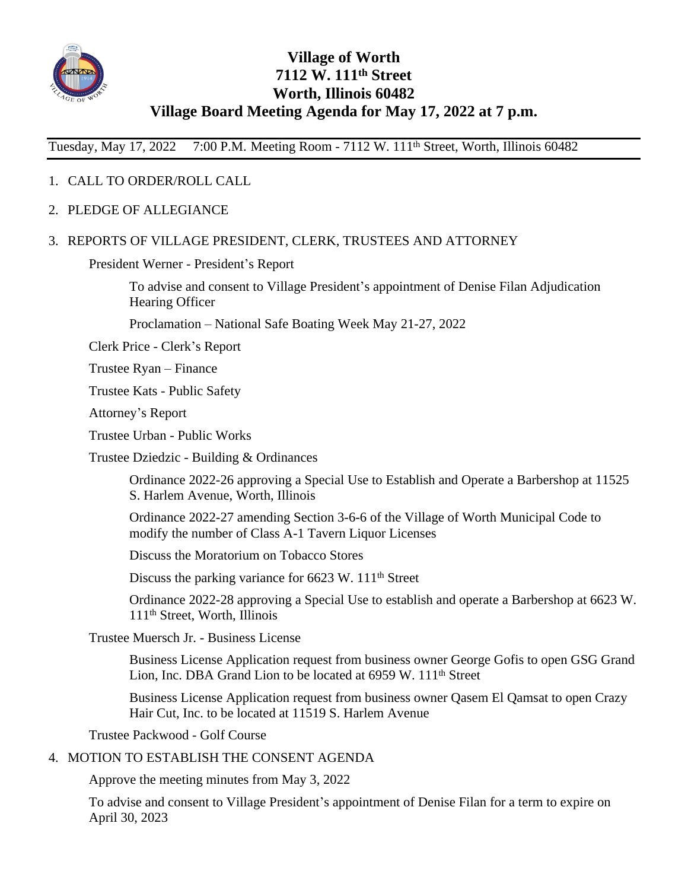# Village of Worth
## 7112 W. 111th Street
## Worth, Illinois 60482
## Village Board Meeting Agenda for May 17, 2022 at 7 p.m.

Tuesday, May 17, 2022 7:00 P.M. Meeting Room - 7112 W. 111th Street, Worth, Illinois 60482

1. CALL TO ORDER/ROLL CALL
2. PLEDGE OF ALLEGIANCE
3. REPORTS OF VILLAGE PRESIDENT, CLERK, TRUSTEES AND ATTORNEY

   President Werner - President's Report

   - To advise and consent to Village President's appointment of Denise Filan Adjudication Hearing Officer
   - Proclamation – National Safe Boating Week May 21-27, 2022

   Clerk Price - Clerk's Report

   Trustee Ryan – Finance

   Trustee Kats - Public Safety

   Attorney's Report

   Trustee Urban - Public Works

   Trustee Dziedzic - Building & Ordinances

   - Ordinance 2022-26 approving a Special Use to Establish and Operate a Barbershop at 11525 S. Harlem Avenue, Worth, Illinois
   - Ordinance 2022-27 amending Section 3-6-6 of the Village of Worth Municipal Code to modify the number of Class A-1 Tavern Liquor Licenses
   - Discuss the Moratorium on Tobacco Stores
   - Discuss the parking variance for 6623 W. 111th Street
   - Ordinance 2022-28 approving a Special Use to establish and operate a Barbershop at 6623 W. 111th Street, Worth, Illinois

   Trustee Muersch Jr. - Business License

   - Business License Application request from business owner George Gofis to open GSG Grand Lion, Inc. DBA Grand Lion to be located at 6959 W. 111th Street
   - Business License Application request from business owner Qasem El Qamsat to open Crazy Hair Cut, Inc. to be located at 11519 S. Harlem Avenue

   Trustee Packwood - Golf Course

4. MOTION TO ESTABLISH THE CONSENT AGENDA

   Approve the meeting minutes from May 3, 2022

   To advise and consent to Village President's appointment of Denise Filan for a term to expire on April 30, 2023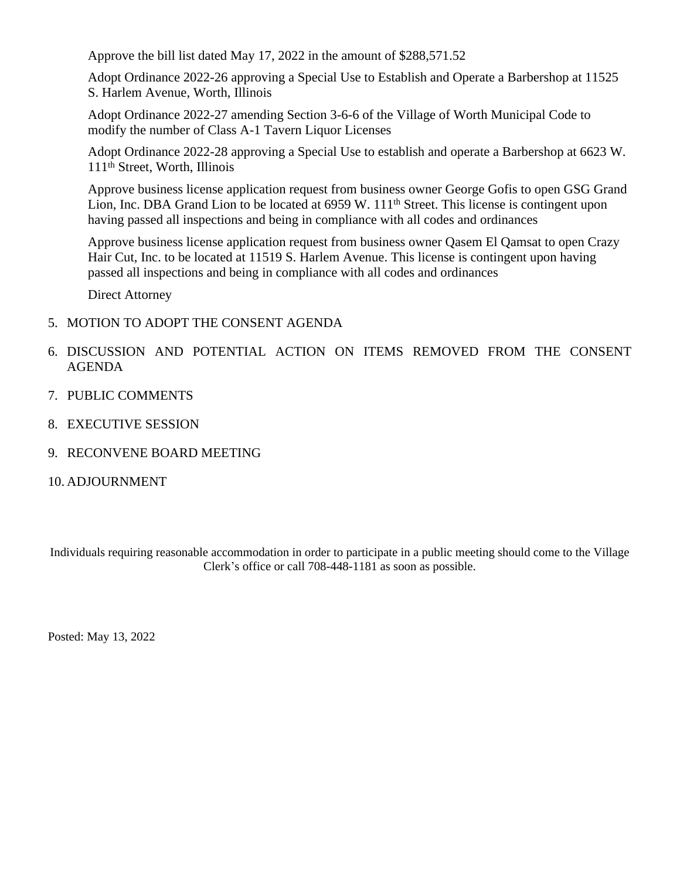Approve the bill list dated May 17, 2022 in the amount of $288,571.52

Adopt Ordinance 2022-26 approving a Special Use to Establish and Operate a Barbershop at 11525 S. Harlem Avenue, Worth, Illinois

Adopt Ordinance 2022-27 amending Section 3-6-6 of the Village of Worth Municipal Code to modify the number of Class A-1 Tavern Liquor Licenses

Adopt Ordinance 2022-28 approving a Special Use to establish and operate a Barbershop at 6623 W. 111th Street, Worth, Illinois

Approve business license application request from business owner George Gofis to open GSG Grand Lion, Inc. DBA Grand Lion to be located at 6959 W. 111th Street. This license is contingent upon having passed all inspections and being in compliance with all codes and ordinances

Approve business license application request from business owner Qasem El Qamsat to open Crazy Hair Cut, Inc. to be located at 11519 S. Harlem Avenue. This license is contingent upon having passed all inspections and being in compliance with all codes and ordinances

Direct Attorney

5. MOTION TO ADOPT THE CONSENT AGENDA
6. DISCUSSION AND POTENTIAL ACTION ON ITEMS REMOVED FROM THE CONSENT AGENDA
7. PUBLIC COMMENTS
8. EXECUTIVE SESSION
9. RECONVENE BOARD MEETING
10. ADJOURNMENT

Individuals requiring reasonable accommodation in order to participate in a public meeting should come to the Village Clerk's office or call 708-448-1181 as soon as possible.

Posted: May 13, 2022